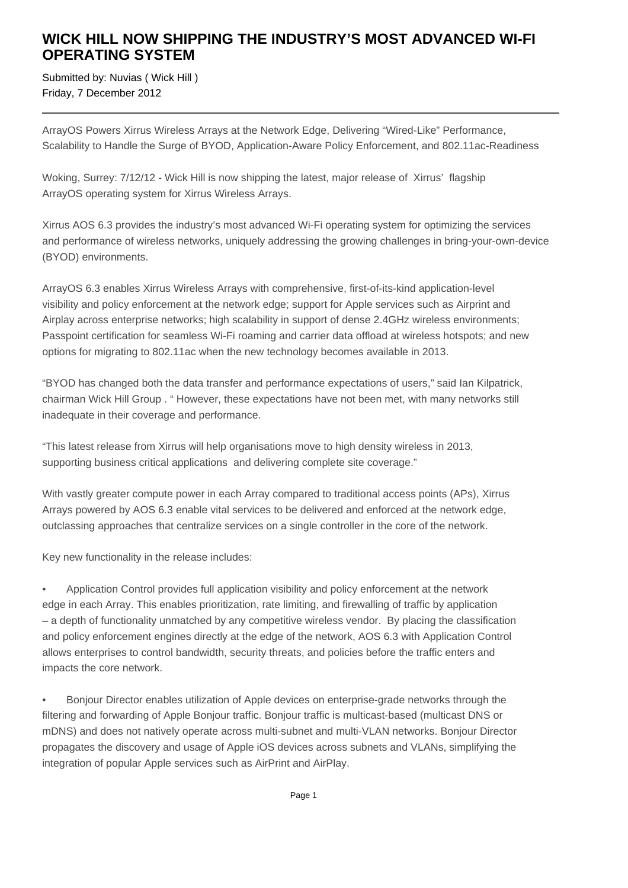# WICK HILL NOW SHIPPING THE INDUSTRY'S MOST ADVANCED WI-FI OPERATING SYSTEM

Submitted by: Nuvias ( Wick Hill )
Friday, 7 December 2012

---

ArrayOS Powers Xirrus Wireless Arrays at the Network Edge, Delivering "Wired-Like" Performance, Scalability to Handle the Surge of BYOD, Application-Aware Policy Enforcement, and 802.11ac-Readiness

Woking, Surrey: 7/12/12 - Wick Hill is now shipping the latest, major release of Xirrus' flagship ArrayOS operating system for Xirrus Wireless Arrays.

Xirrus AOS 6.3 provides the industry's most advanced Wi-Fi operating system for optimizing the services and performance of wireless networks, uniquely addressing the growing challenges in bring-your-own-device (BYOD) environments.

ArrayOS 6.3 enables Xirrus Wireless Arrays with comprehensive, first-of-its-kind application-level visibility and policy enforcement at the network edge; support for Apple services such as Airprint and Airplay across enterprise networks; high scalability in support of dense 2.4GHz wireless environments; Passpoint certification for seamless Wi-Fi roaming and carrier data offload at wireless hotspots; and new options for migrating to 802.11ac when the new technology becomes available in 2013.

"BYOD has changed both the data transfer and performance expectations of users," said Ian Kilpatrick, chairman Wick Hill Group . " However, these expectations have not been met, with many networks still inadequate in their coverage and performance.

"This latest release from Xirrus will help organisations move to high density wireless in 2013, supporting business critical applications and delivering complete site coverage."

With vastly greater compute power in each Array compared to traditional access points (APs), Xirrus Arrays powered by AOS 6.3 enable vital services to be delivered and enforced at the network edge, outclassing approaches that centralize services on a single controller in the core of the network.

Key new functionality in the release includes:

- Application Control provides full application visibility and policy enforcement at the network edge in each Array. This enables prioritization, rate limiting, and firewalling of traffic by application – a depth of functionality unmatched by any competitive wireless vendor. By placing the classification and policy enforcement engines directly at the edge of the network, AOS 6.3 with Application Control allows enterprises to control bandwidth, security threats, and policies before the traffic enters and impacts the core network.

- Bonjour Director enables utilization of Apple devices on enterprise-grade networks through the filtering and forwarding of Apple Bonjour traffic. Bonjour traffic is multicast-based (multicast DNS or mDNS) and does not natively operate across multi-subnet and multi-VLAN networks. Bonjour Director propagates the discovery and usage of Apple iOS devices across subnets and VLANs, simplifying the integration of popular Apple services such as AirPrint and AirPlay.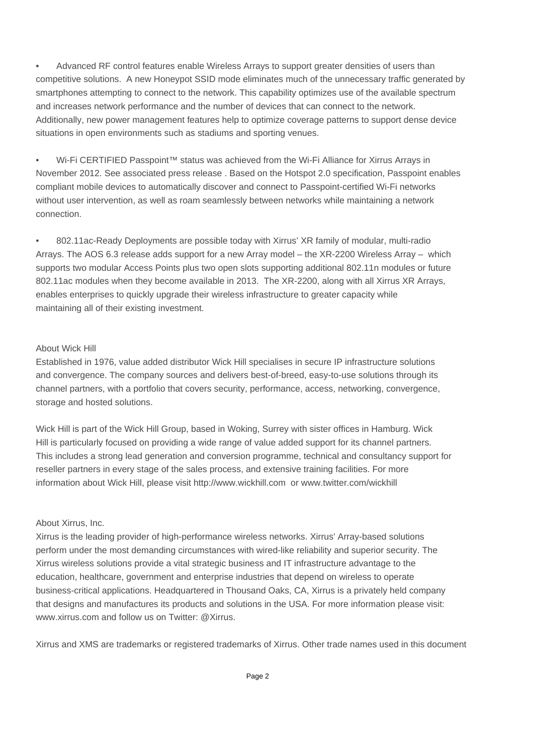- Advanced RF control features enable Wireless Arrays to support greater densities of users than competitive solutions. A new Honeypot SSID mode eliminates much of the unnecessary traffic generated by smartphones attempting to connect to the network. This capability optimizes use of the available spectrum and increases network performance and the number of devices that can connect to the network. Additionally, new power management features help to optimize coverage patterns to support dense device situations in open environments such as stadiums and sporting venues.

- Wi-Fi CERTIFIED Passpoint™ status was achieved from the Wi-Fi Alliance for Xirrus Arrays in November 2012. See associated press release . Based on the Hotspot 2.0 specification, Passpoint enables compliant mobile devices to automatically discover and connect to Passpoint-certified Wi-Fi networks without user intervention, as well as roam seamlessly between networks while maintaining a network connection.

- 802.11ac-Ready Deployments are possible today with Xirrus' XR family of modular, multi-radio Arrays. The AOS 6.3 release adds support for a new Array model – the XR-2200 Wireless Array – which supports two modular Access Points plus two open slots supporting additional 802.11n modules or future 802.11ac modules when they become available in 2013. The XR-2200, along with all Xirrus XR Arrays, enables enterprises to quickly upgrade their wireless infrastructure to greater capacity while maintaining all of their existing investment.

About Wick Hill

Established in 1976, value added distributor Wick Hill specialises in secure IP infrastructure solutions and convergence. The company sources and delivers best-of-breed, easy-to-use solutions through its channel partners, with a portfolio that covers security, performance, access, networking, convergence, storage and hosted solutions.

Wick Hill is part of the Wick Hill Group, based in Woking, Surrey with sister offices in Hamburg. Wick Hill is particularly focused on providing a wide range of value added support for its channel partners. This includes a strong lead generation and conversion programme, technical and consultancy support for reseller partners in every stage of the sales process, and extensive training facilities. For more information about Wick Hill, please visit http://www.wickhill.com or www.twitter.com/wickhill

About Xirrus, Inc.

Xirrus is the leading provider of high-performance wireless networks. Xirrus' Array-based solutions perform under the most demanding circumstances with wired-like reliability and superior security. The Xirrus wireless solutions provide a vital strategic business and IT infrastructure advantage to the education, healthcare, government and enterprise industries that depend on wireless to operate business-critical applications. Headquartered in Thousand Oaks, CA, Xirrus is a privately held company that designs and manufactures its products and solutions in the USA. For more information please visit: www.xirrus.com and follow us on Twitter: @Xirrus.

Xirrus and XMS are trademarks or registered trademarks of Xirrus. Other trade names used in this document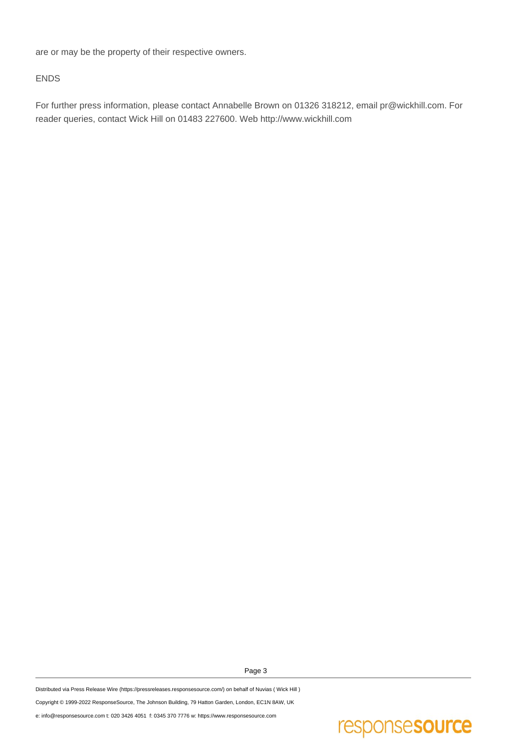are or may be the property of their respective owners.

ENDS

For further press information, please contact Annabelle Brown on 01326 318212, email pr@wickhill.com. For reader queries, contact Wick Hill on 01483 227600. Web http://www.wickhill.com